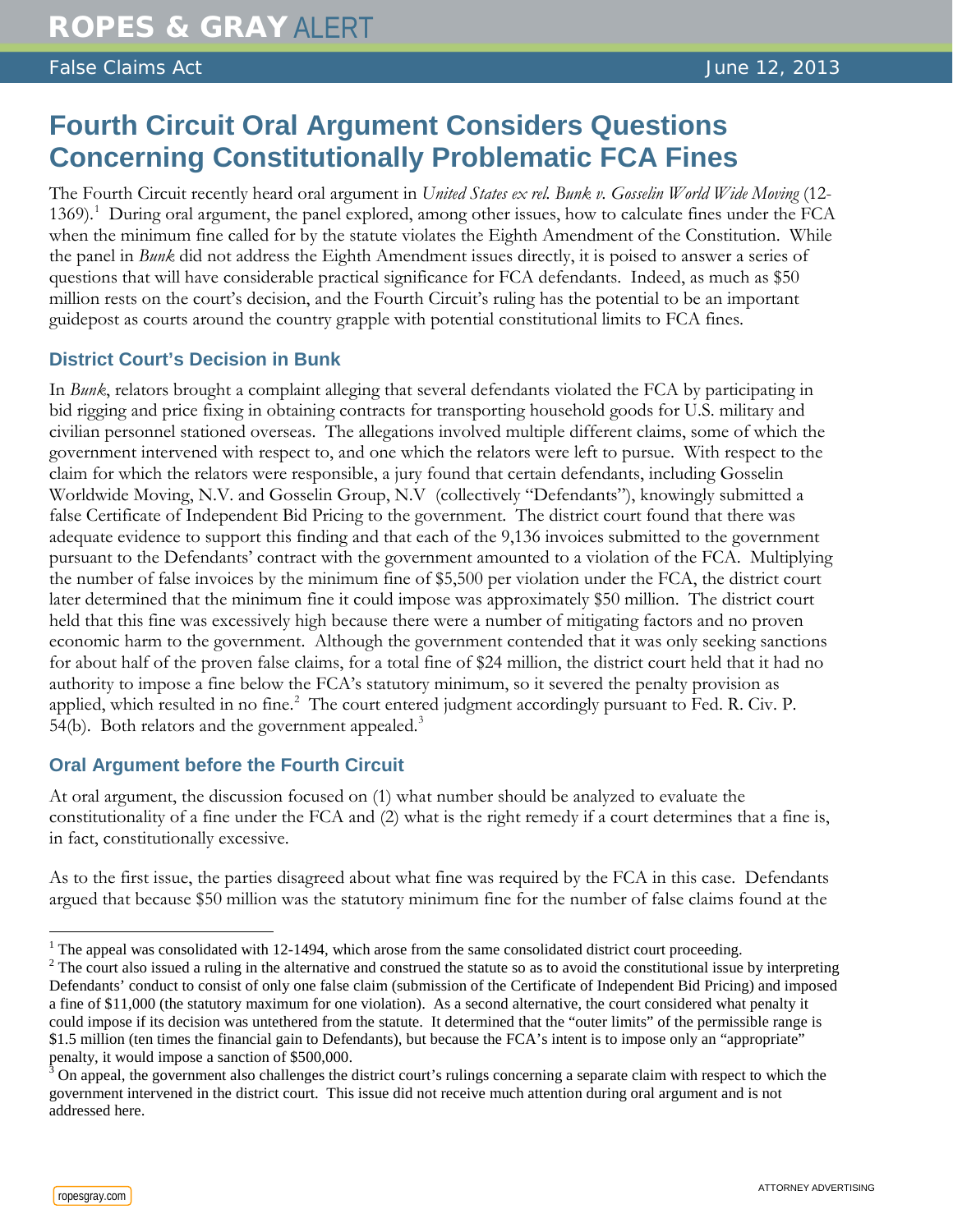# Fourth Circuit Oral Argument Considers Questions Concerning Constitutionally Problematic FCA Fines

The Fourth Circuit recently heard oral argument in *United States ex rel. Bunk v. Gosselin World Wide Moving* (12-1369).[1] During oral argument, the panel explored, among other issues, how to calculate fines under the FCA when the minimum fine called for by the statute violates the Eighth Amendment of the Constitution. While the panel in *Bunk* did not address the Eighth Amendment issues directly, it is poised to answer a series of questions that will have considerable practical significance for FCA defendants. Indeed, as much as $50 million rests on the court's decision, and the Fourth Circuit's ruling has the potential to be an important guidepost as courts around the country grapple with potential constitutional limits to FCA fines.

## District Court's Decision in Bunk

In *Bunk*, relators brought a complaint alleging that several defendants violated the FCA by participating in bid rigging and price fixing in obtaining contracts for transporting household goods for U.S. military and civilian personnel stationed overseas. The allegations involved multiple different claims, some of which the government intervened with respect to, and one which the relators were left to pursue. With respect to the claim for which the relators were responsible, a jury found that certain defendants, including Gosselin Worldwide Moving, N.V. and Gosselin Group, N.V (collectively "Defendants"), knowingly submitted a false Certificate of Independent Bid Pricing to the government. The district court found that there was adequate evidence to support this finding and that each of the 9,136 invoices submitted to the government pursuant to the Defendants' contract with the government amounted to a violation of the FCA. Multiplying the number of false invoices by the minimum fine of $5,500 per violation under the FCA, the district court later determined that the minimum fine it could impose was approximately $50 million. The district court held that this fine was excessively high because there were a number of mitigating factors and no proven economic harm to the government. Although the government contended that it was only seeking sanctions for about half of the proven false claims, for a total fine of $24 million, the district court held that it had no authority to impose a fine below the FCA's statutory minimum, so it severed the penalty provision as applied, which resulted in no fine.[2] The court entered judgment accordingly pursuant to Fed. R. Civ. P. 54(b). Both relators and the government appealed.[3]

## Oral Argument before the Fourth Circuit

At oral argument, the discussion focused on (1) what number should be analyzed to evaluate the constitutionality of a fine under the FCA and (2) what is the right remedy if a court determines that a fine is, in fact, constitutionally excessive.

As to the first issue, the parties disagreed about what fine was required by the FCA in this case. Defendants argued that because $50 million was the statutory minimum fine for the number of false claims found at the

---

[1] The appeal was consolidated with 12-1494, which arose from the same consolidated district court proceeding.

[2] The court also issued a ruling in the alternative and construed the statute so as to avoid the constitutional issue by interpreting Defendants' conduct to consist of only one false claim (submission of the Certificate of Independent Bid Pricing) and imposed a fine of $11,000 (the statutory maximum for one violation). As a second alternative, the court considered what penalty it could impose if its decision was untethered from the statute. It determined that the "outer limits" of the permissible range is $1.5 million (ten times the financial gain to Defendants), but because the FCA's intent is to impose only an "appropriate" penalty, it would impose a sanction of $500,000.

[3] On appeal, the government also challenges the district court's rulings concerning a separate claim with respect to which the government intervened in the district court. This issue did not receive much attention during oral argument and is not addressed here.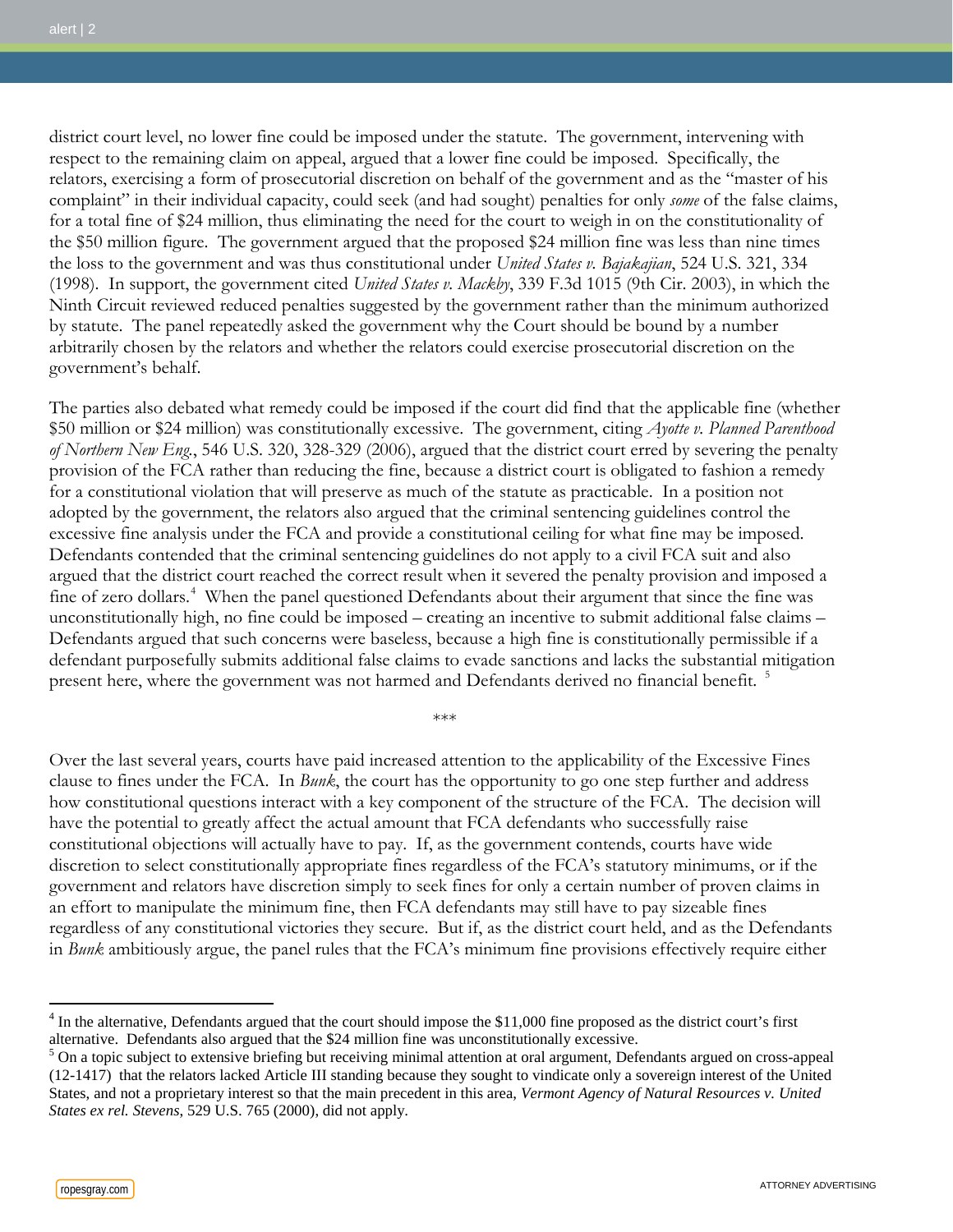district court level, no lower fine could be imposed under the statute. The government, intervening with respect to the remaining claim on appeal, argued that a lower fine could be imposed. Specifically, the relators, exercising a form of prosecutorial discretion on behalf of the government and as the "master of his complaint" in their individual capacity, could seek (and had sought) penalties for only *some* of the false claims, for a total fine of $24 million, thus eliminating the need for the court to weigh in on the constitutionality of the $50 million figure. The government argued that the proposed $24 million fine was less than nine times the loss to the government and was thus constitutional under *United States v. Bajakajian*, 524 U.S. 321, 334 (1998). In support, the government cited *United States v. Mackby*, 339 F.3d 1015 (9th Cir. 2003), in which the Ninth Circuit reviewed reduced penalties suggested by the government rather than the minimum authorized by statute. The panel repeatedly asked the government why the Court should be bound by a number arbitrarily chosen by the relators and whether the relators could exercise prosecutorial discretion on the government's behalf.

The parties also debated what remedy could be imposed if the court did find that the applicable fine (whether $50 million or $24 million) was constitutionally excessive. The government, citing *Ayotte v. Planned Parenthood of Northern New Eng.*, 546 U.S. 320, 328-329 (2006), argued that the district court erred by severing the penalty provision of the FCA rather than reducing the fine, because a district court is obligated to fashion a remedy for a constitutional violation that will preserve as much of the statute as practicable. In a position not adopted by the government, the relators also argued that the criminal sentencing guidelines control the excessive fine analysis under the FCA and provide a constitutional ceiling for what fine may be imposed. Defendants contended that the criminal sentencing guidelines do not apply to a civil FCA suit and also argued that the district court reached the correct result when it severed the penalty provision and imposed a fine of zero dollars.[4] When the panel questioned Defendants about their argument that since the fine was unconstitutionally high, no fine could be imposed – creating an incentive to submit additional false claims – Defendants argued that such concerns were baseless, because a high fine is constitutionally permissible if a defendant purposefully submits additional false claims to evade sanctions and lacks the substantial mitigation present here, where the government was not harmed and Defendants derived no financial benefit.[5]

\*\*\*

Over the last several years, courts have paid increased attention to the applicability of the Excessive Fines clause to fines under the FCA. In *Bunk*, the court has the opportunity to go one step further and address how constitutional questions interact with a key component of the structure of the FCA. The decision will have the potential to greatly affect the actual amount that FCA defendants who successfully raise constitutional objections will actually have to pay. If, as the government contends, courts have wide discretion to select constitutionally appropriate fines regardless of the FCA's statutory minimums, or if the government and relators have discretion simply to seek fines for only a certain number of proven claims in an effort to manipulate the minimum fine, then FCA defendants may still have to pay sizeable fines regardless of any constitutional victories they secure. But if, as the district court held, and as the Defendants in *Bunk* ambitiously argue, the panel rules that the FCA's minimum fine provisions effectively require either

---

[4] In the alternative, Defendants argued that the court should impose the $11,000 fine proposed as the district court's first alternative. Defendants also argued that the $24 million fine was unconstitutionally excessive.

[5] On a topic subject to extensive briefing but receiving minimal attention at oral argument, Defendants argued on cross-appeal (12-1417) that the relators lacked Article III standing because they sought to vindicate only a sovereign interest of the United States, and not a proprietary interest so that the main precedent in this area, *Vermont Agency of Natural Resources v. United States ex rel. Stevens*, 529 U.S. 765 (2000), did not apply.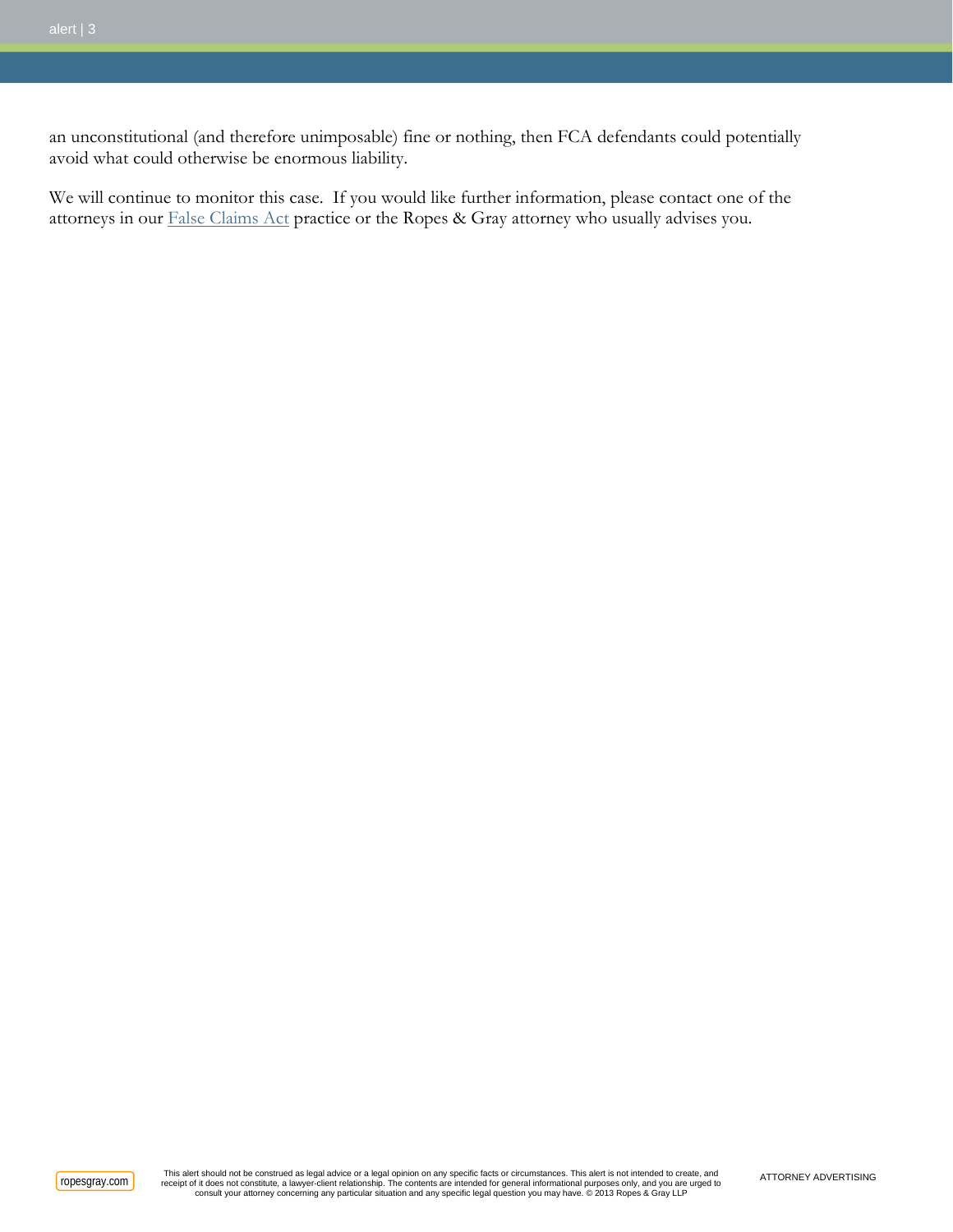an unconstitutional (and therefore unimposable) fine or nothing, then FCA defendants could potentially avoid what could otherwise be enormous liability.

We will continue to monitor this case. If you would like further information, please contact one of the attorneys in our False Claims Act practice or the Ropes & Gray attorney who usually advises you.

This alert should not be construed as legal advice or a legal opinion on any specific facts or circumstances. This alert is not intended to create, and receipt of it does not constitute, a lawyer-client relationship. The contents are intended for general informational purposes only, and you are urged to consult your attorney concerning any particular situation and any specific legal question you may have. © 2013 Ropes & Gray LLP

ATTORNEY ADVERTISING